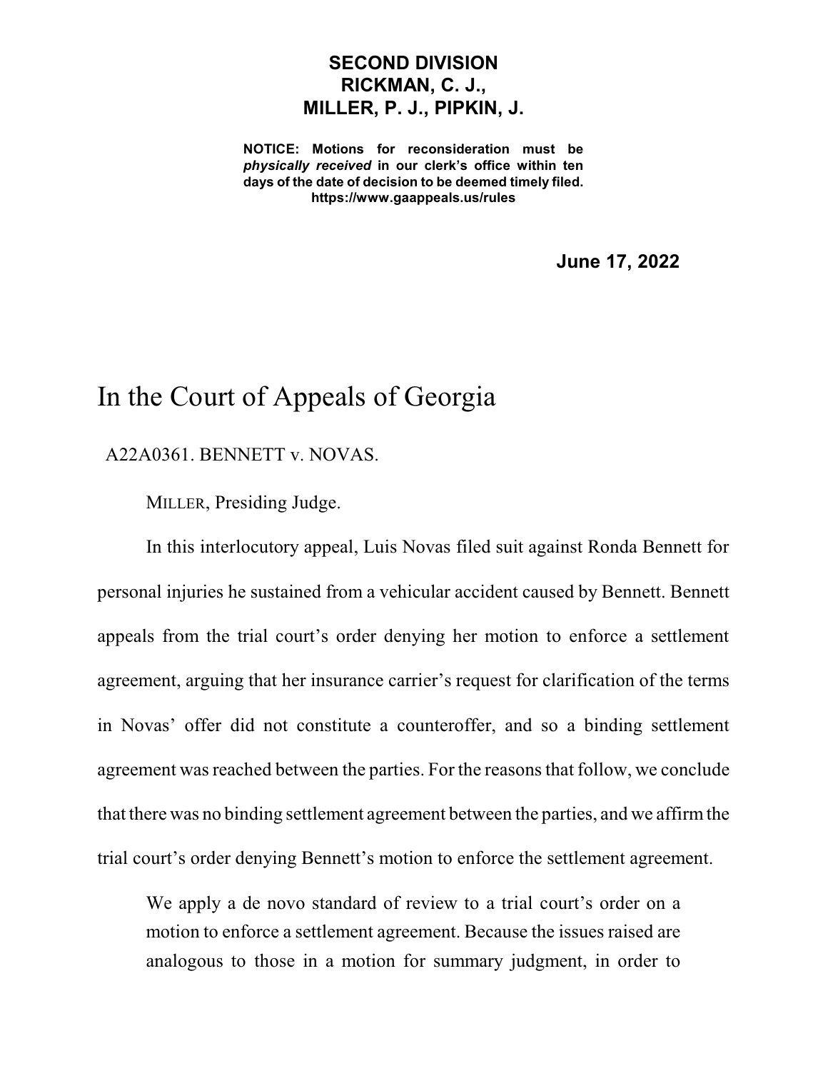**SECOND DIVISION**
**RICKMAN, C. J.,**
**MILLER, P. J., PIPKIN, J.**

**NOTICE: Motions for reconsideration must be *physically received* in our clerk's office within ten days of the date of decision to be deemed timely filed.**
**https://www.gaappeals.us/rules**

**June 17, 2022**

# In the Court of Appeals of Georgia

A22A0361. BENNETT v. NOVAS.

MILLER, Presiding Judge.

In this interlocutory appeal, Luis Novas filed suit against Ronda Bennett for personal injuries he sustained from a vehicular accident caused by Bennett. Bennett appeals from the trial court's order denying her motion to enforce a settlement agreement, arguing that her insurance carrier's request for clarification of the terms in Novas' offer did not constitute a counteroffer, and so a binding settlement agreement was reached between the parties. For the reasons that follow, we conclude that there was no binding settlement agreement between the parties, and we affirm the trial court's order denying Bennett's motion to enforce the settlement agreement.

> We apply a de novo standard of review to a trial court's order on a motion to enforce a settlement agreement. Because the issues raised are analogous to those in a motion for summary judgment, in order to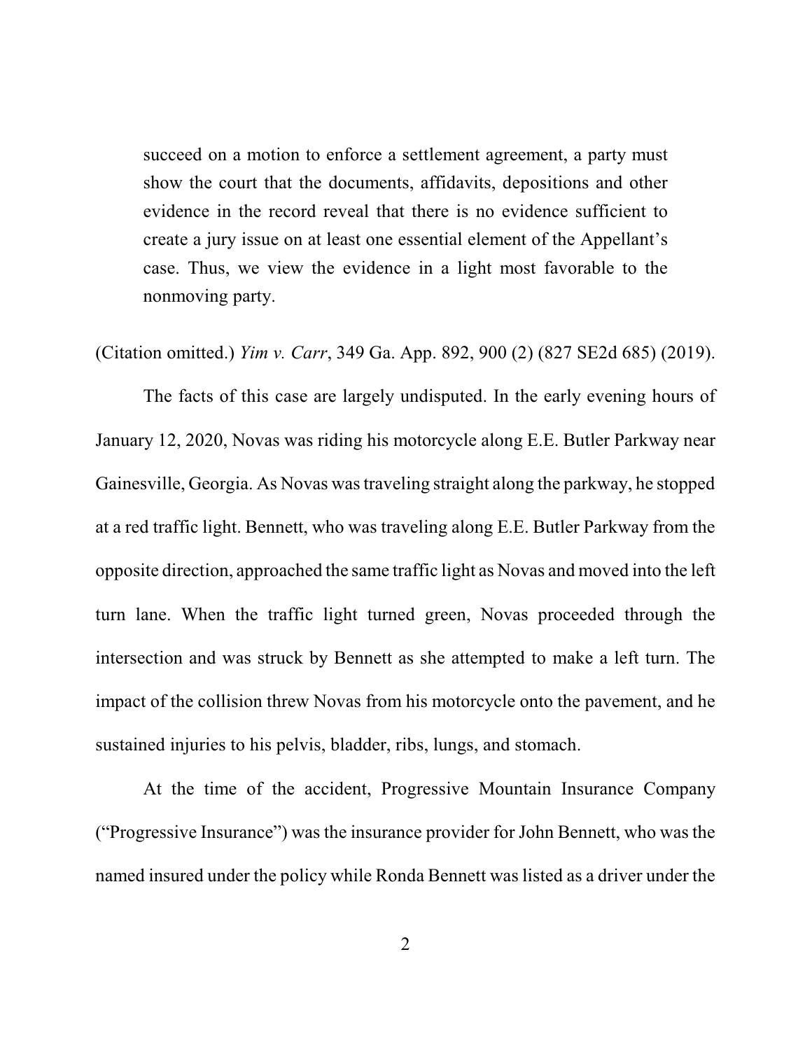> succeed on a motion to enforce a settlement agreement, a party must show the court that the documents, affidavits, depositions and other evidence in the record reveal that there is no evidence sufficient to create a jury issue on at least one essential element of the Appellant's case. Thus, we view the evidence in a light most favorable to the nonmoving party.

(Citation omitted.) *Yim v. Carr*, 349 Ga. App. 892, 900 (2) (827 SE2d 685) (2019).

The facts of this case are largely undisputed. In the early evening hours of January 12, 2020, Novas was riding his motorcycle along E.E. Butler Parkway near Gainesville, Georgia. As Novas was traveling straight along the parkway, he stopped at a red traffic light. Bennett, who was traveling along E.E. Butler Parkway from the opposite direction, approached the same traffic light as Novas and moved into the left turn lane. When the traffic light turned green, Novas proceeded through the intersection and was struck by Bennett as she attempted to make a left turn. The impact of the collision threw Novas from his motorcycle onto the pavement, and he sustained injuries to his pelvis, bladder, ribs, lungs, and stomach.

At the time of the accident, Progressive Mountain Insurance Company ("Progressive Insurance") was the insurance provider for John Bennett, who was the named insured under the policy while Ronda Bennett was listed as a driver under the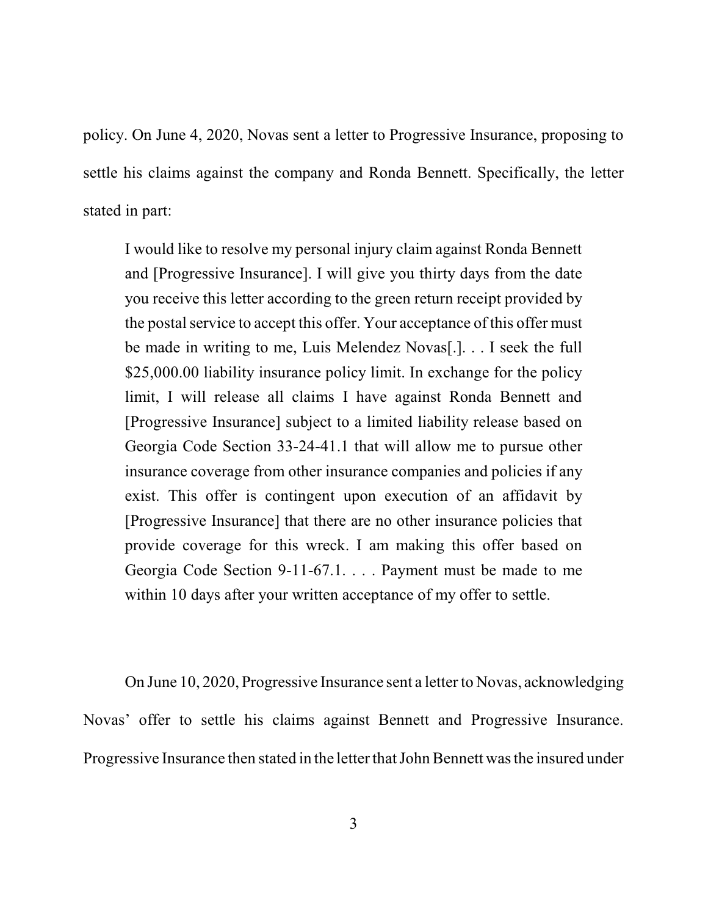policy. On June 4, 2020, Novas sent a letter to Progressive Insurance, proposing to settle his claims against the company and Ronda Bennett. Specifically, the letter stated in part:

> I would like to resolve my personal injury claim against Ronda Bennett and [Progressive Insurance]. I will give you thirty days from the date you receive this letter according to the green return receipt provided by the postal service to accept this offer. Your acceptance of this offer must be made in writing to me, Luis Melendez Novas[.]. . . I seek the full $25,000.00 liability insurance policy limit. In exchange for the policy limit, I will release all claims I have against Ronda Bennett and [Progressive Insurance] subject to a limited liability release based on Georgia Code Section 33-24-41.1 that will allow me to pursue other insurance coverage from other insurance companies and policies if any exist. This offer is contingent upon execution of an affidavit by [Progressive Insurance] that there are no other insurance policies that provide coverage for this wreck. I am making this offer based on Georgia Code Section 9-11-67.1. . . . Payment must be made to me within 10 days after your written acceptance of my offer to settle.

On June 10, 2020, Progressive Insurance sent a letter to Novas, acknowledging Novas' offer to settle his claims against Bennett and Progressive Insurance. Progressive Insurance then stated in the letter that John Bennett was the insured under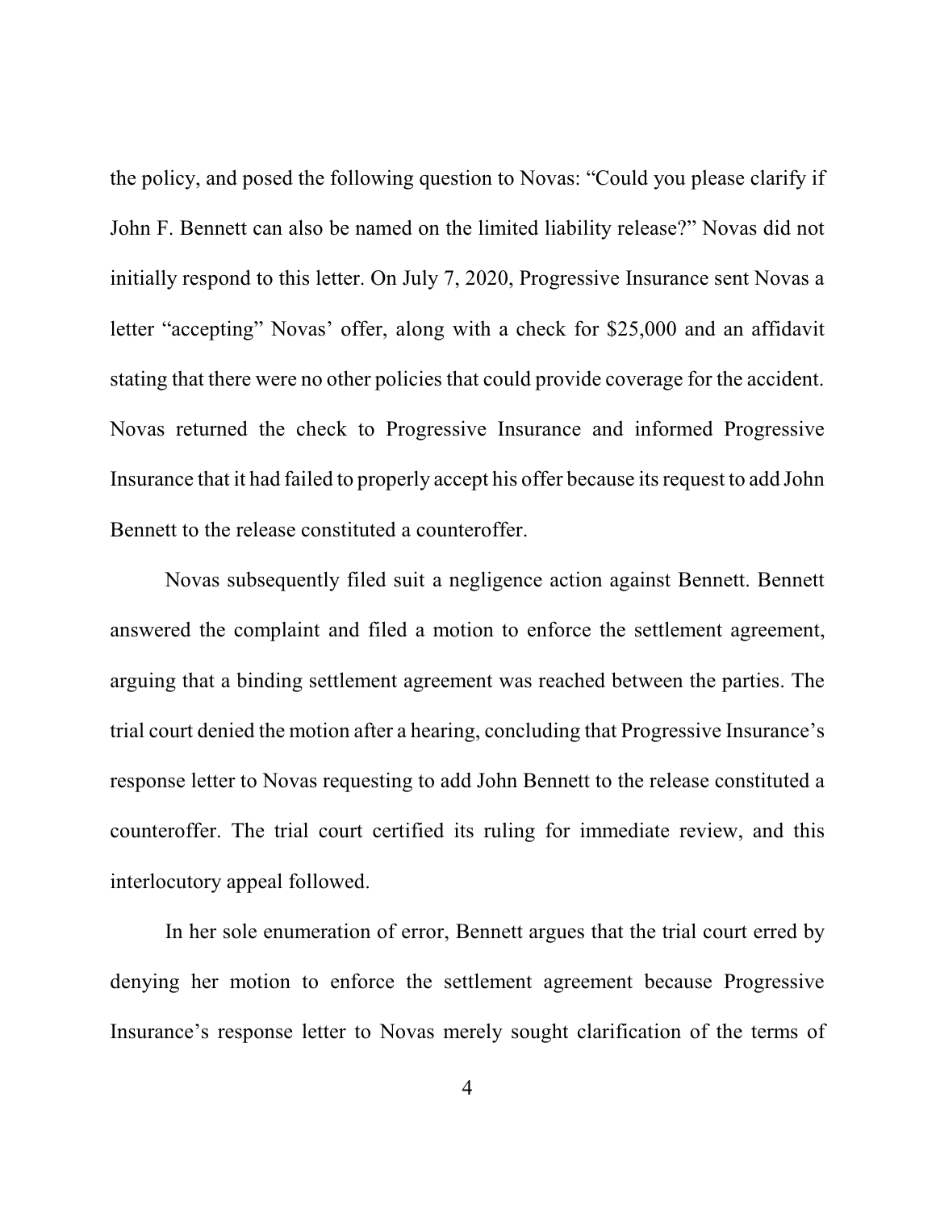the policy, and posed the following question to Novas: "Could you please clarify if John F. Bennett can also be named on the limited liability release?" Novas did not initially respond to this letter. On July 7, 2020, Progressive Insurance sent Novas a letter "accepting" Novas' offer, along with a check for $25,000 and an affidavit stating that there were no other policies that could provide coverage for the accident. Novas returned the check to Progressive Insurance and informed Progressive Insurance that it had failed to properly accept his offer because its request to add John Bennett to the release constituted a counteroffer.

Novas subsequently filed suit a negligence action against Bennett. Bennett answered the complaint and filed a motion to enforce the settlement agreement, arguing that a binding settlement agreement was reached between the parties. The trial court denied the motion after a hearing, concluding that Progressive Insurance's response letter to Novas requesting to add John Bennett to the release constituted a counteroffer. The trial court certified its ruling for immediate review, and this interlocutory appeal followed.

In her sole enumeration of error, Bennett argues that the trial court erred by denying her motion to enforce the settlement agreement because Progressive Insurance's response letter to Novas merely sought clarification of the terms of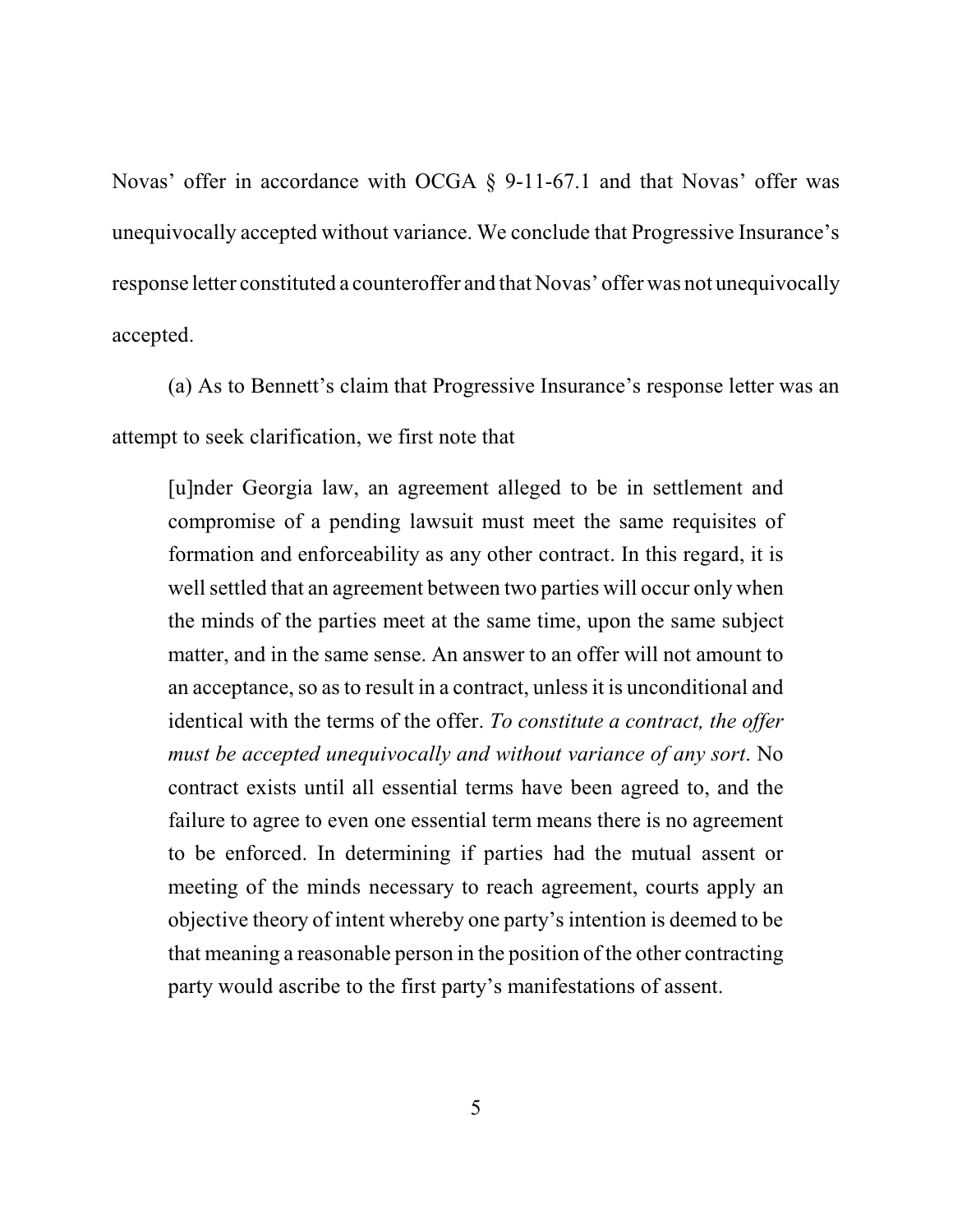Novas' offer in accordance with OCGA § 9-11-67.1 and that Novas' offer was unequivocally accepted without variance. We conclude that Progressive Insurance's response letter constituted a counteroffer and that Novas' offer was not unequivocally accepted.

(a) As to Bennett's claim that Progressive Insurance's response letter was an attempt to seek clarification, we first note that

> [u]nder Georgia law, an agreement alleged to be in settlement and compromise of a pending lawsuit must meet the same requisites of formation and enforceability as any other contract. In this regard, it is well settled that an agreement between two parties will occur only when the minds of the parties meet at the same time, upon the same subject matter, and in the same sense. An answer to an offer will not amount to an acceptance, so as to result in a contract, unless it is unconditional and identical with the terms of the offer. *To constitute a contract, the offer must be accepted unequivocally and without variance of any sort*. No contract exists until all essential terms have been agreed to, and the failure to agree to even one essential term means there is no agreement to be enforced. In determining if parties had the mutual assent or meeting of the minds necessary to reach agreement, courts apply an objective theory of intent whereby one party's intention is deemed to be that meaning a reasonable person in the position of the other contracting party would ascribe to the first party's manifestations of assent.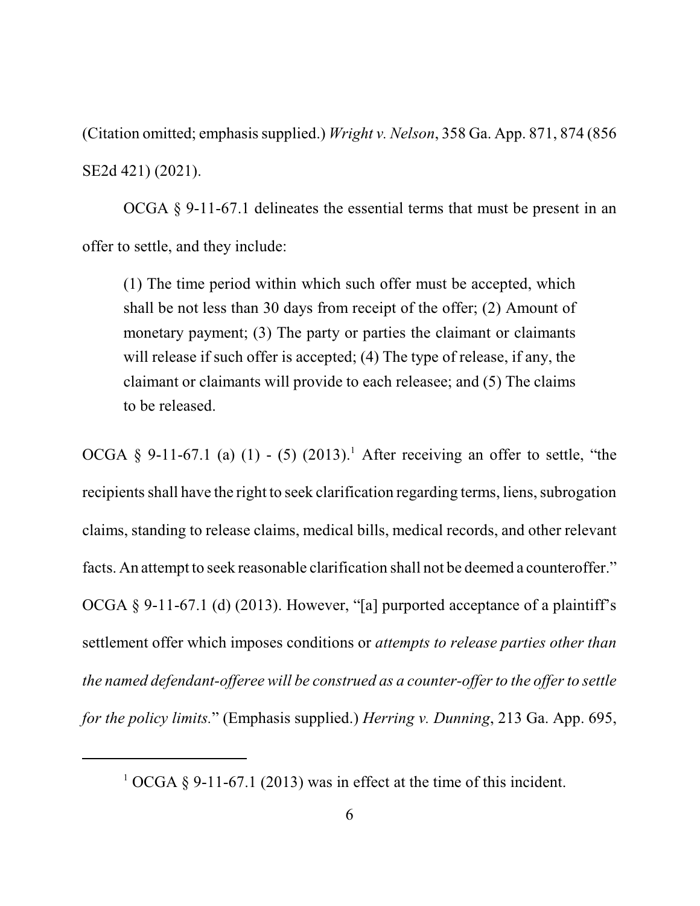(Citation omitted; emphasis supplied.) *Wright v. Nelson*, 358 Ga. App. 871, 874 (856 SE2d 421) (2021).

OCGA § 9-11-67.1 delineates the essential terms that must be present in an offer to settle, and they include:

> (1) The time period within which such offer must be accepted, which shall be not less than 30 days from receipt of the offer; (2) Amount of monetary payment; (3) The party or parties the claimant or claimants will release if such offer is accepted; (4) The type of release, if any, the claimant or claimants will provide to each releasee; and (5) The claims to be released.

OCGA § 9-11-67.1 (a) (1) - (5) (2013).[1] After receiving an offer to settle, "the recipients shall have the right to seek clarification regarding terms, liens, subrogation claims, standing to release claims, medical bills, medical records, and other relevant facts. An attempt to seek reasonable clarification shall not be deemed a counteroffer." OCGA § 9-11-67.1 (d) (2013). However, "[a] purported acceptance of a plaintiff's settlement offer which imposes conditions or *attempts to release parties other than the named defendant-offeree will be construed as a counter-offer to the offer to settle for the policy limits.*" (Emphasis supplied.) *Herring v. Dunning*, 213 Ga. App. 695,

---

[1] OCGA § 9-11-67.1 (2013) was in effect at the time of this incident.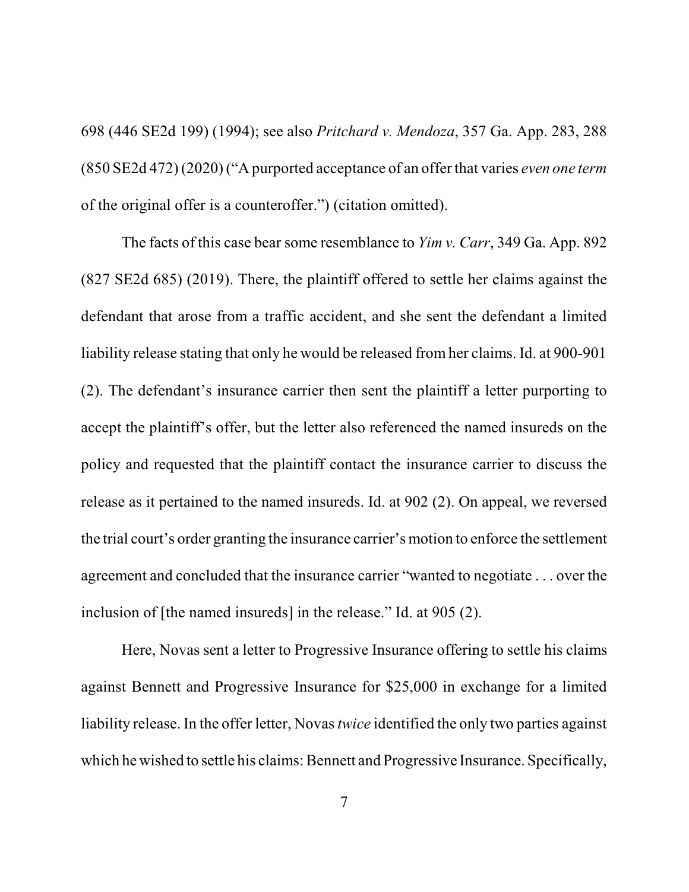698 (446 SE2d 199) (1994); see also *Pritchard v. Mendoza*, 357 Ga. App. 283, 288 (850 SE2d 472) (2020) ("A purported acceptance of an offer that varies *even one term* of the original offer is a counteroffer.") (citation omitted).

The facts of this case bear some resemblance to *Yim v. Carr*, 349 Ga. App. 892 (827 SE2d 685) (2019). There, the plaintiff offered to settle her claims against the defendant that arose from a traffic accident, and she sent the defendant a limited liability release stating that only he would be released from her claims. Id. at 900-901 (2). The defendant's insurance carrier then sent the plaintiff a letter purporting to accept the plaintiff's offer, but the letter also referenced the named insureds on the policy and requested that the plaintiff contact the insurance carrier to discuss the release as it pertained to the named insureds. Id. at 902 (2). On appeal, we reversed the trial court's order granting the insurance carrier's motion to enforce the settlement agreement and concluded that the insurance carrier "wanted to negotiate . . . over the inclusion of [the named insureds] in the release." Id. at 905 (2).

Here, Novas sent a letter to Progressive Insurance offering to settle his claims against Bennett and Progressive Insurance for $25,000 in exchange for a limited liability release. In the offer letter, Novas *twice* identified the only two parties against which he wished to settle his claims: Bennett and Progressive Insurance. Specifically,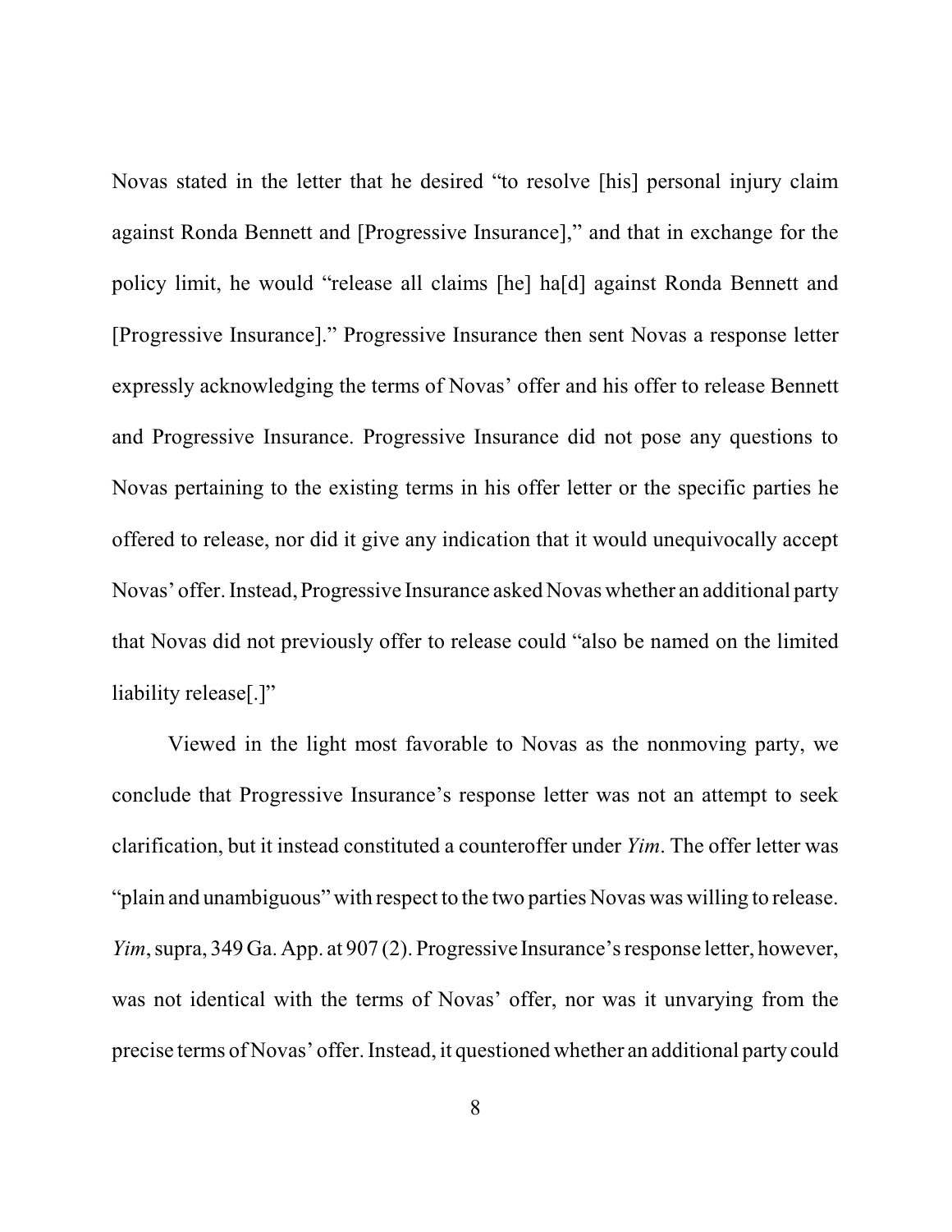Novas stated in the letter that he desired "to resolve [his] personal injury claim against Ronda Bennett and [Progressive Insurance]," and that in exchange for the policy limit, he would "release all claims [he] ha[d] against Ronda Bennett and [Progressive Insurance]." Progressive Insurance then sent Novas a response letter expressly acknowledging the terms of Novas' offer and his offer to release Bennett and Progressive Insurance. Progressive Insurance did not pose any questions to Novas pertaining to the existing terms in his offer letter or the specific parties he offered to release, nor did it give any indication that it would unequivocally accept Novas' offer. Instead, Progressive Insurance asked Novas whether an additional party that Novas did not previously offer to release could "also be named on the limited liability release[.]"

Viewed in the light most favorable to Novas as the nonmoving party, we conclude that Progressive Insurance's response letter was not an attempt to seek clarification, but it instead constituted a counteroffer under *Yim*. The offer letter was "plain and unambiguous" with respect to the two parties Novas was willing to release. *Yim*, supra, 349 Ga. App. at 907 (2). Progressive Insurance's response letter, however, was not identical with the terms of Novas' offer, nor was it unvarying from the precise terms of Novas' offer. Instead, it questioned whether an additional party could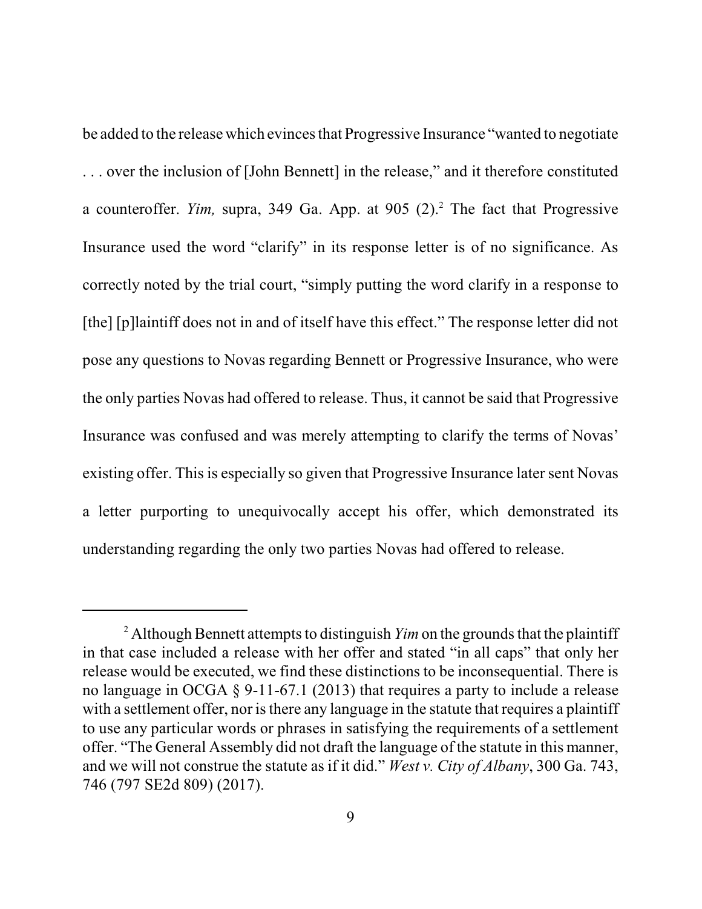be added to the release which evinces that Progressive Insurance "wanted to negotiate . . . over the inclusion of [John Bennett] in the release," and it therefore constituted a counteroffer. *Yim,* supra, 349 Ga. App. at 905 (2).[2] The fact that Progressive Insurance used the word "clarify" in its response letter is of no significance. As correctly noted by the trial court, "simply putting the word clarify in a response to [the] [p]laintiff does not in and of itself have this effect." The response letter did not pose any questions to Novas regarding Bennett or Progressive Insurance, who were the only parties Novas had offered to release. Thus, it cannot be said that Progressive Insurance was confused and was merely attempting to clarify the terms of Novas' existing offer. This is especially so given that Progressive Insurance later sent Novas a letter purporting to unequivocally accept his offer, which demonstrated its understanding regarding the only two parties Novas had offered to release.

---

[2] Although Bennett attempts to distinguish *Yim* on the grounds that the plaintiff in that case included a release with her offer and stated "in all caps" that only her release would be executed, we find these distinctions to be inconsequential. There is no language in OCGA § 9-11-67.1 (2013) that requires a party to include a release with a settlement offer, nor is there any language in the statute that requires a plaintiff to use any particular words or phrases in satisfying the requirements of a settlement offer. "The General Assembly did not draft the language of the statute in this manner, and we will not construe the statute as if it did." *West v. City of Albany*, 300 Ga. 743, 746 (797 SE2d 809) (2017).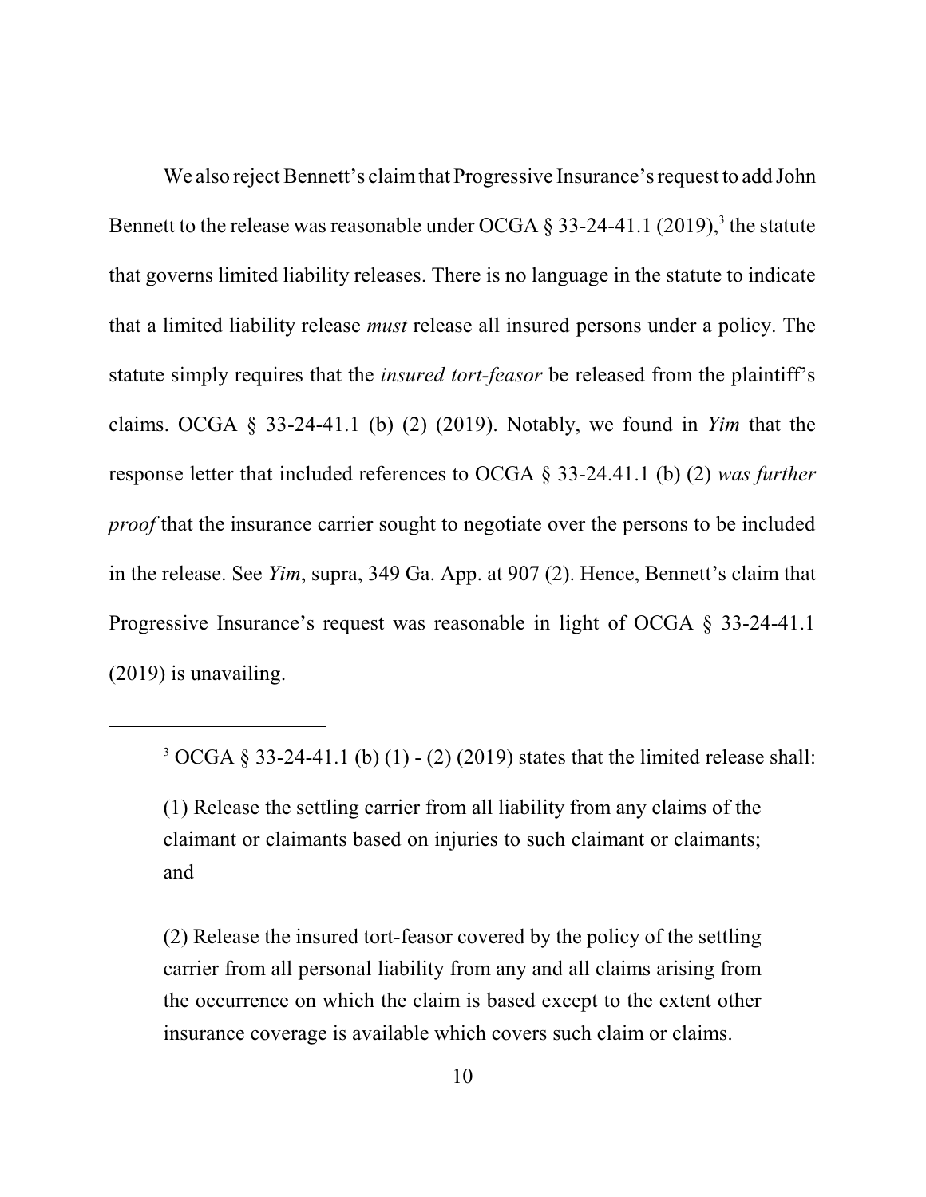We also reject Bennett's claim that Progressive Insurance's request to add John Bennett to the release was reasonable under OCGA § 33-24-41.1 (2019),[3] the statute that governs limited liability releases. There is no language in the statute to indicate that a limited liability release *must* release all insured persons under a policy. The statute simply requires that the *insured tort-feasor* be released from the plaintiff's claims. OCGA § 33-24-41.1 (b) (2) (2019). Notably, we found in *Yim* that the response letter that included references to OCGA § 33-24.41.1 (b) (2) *was further proof* that the insurance carrier sought to negotiate over the persons to be included in the release. See *Yim*, supra, 349 Ga. App. at 907 (2). Hence, Bennett's claim that Progressive Insurance's request was reasonable in light of OCGA § 33-24-41.1 (2019) is unavailing.

---

[3] OCGA § 33-24-41.1 (b) (1) - (2) (2019) states that the limited release shall:

> (1) Release the settling carrier from all liability from any claims of the claimant or claimants based on injuries to such claimant or claimants; and
>
> (2) Release the insured tort-feasor covered by the policy of the settling carrier from all personal liability from any and all claims arising from the occurrence on which the claim is based except to the extent other insurance coverage is available which covers such claim or claims.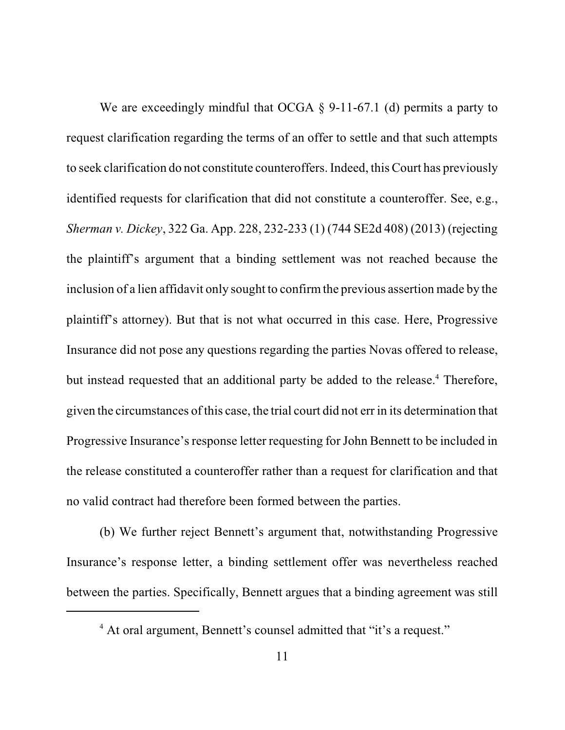We are exceedingly mindful that OCGA § 9-11-67.1 (d) permits a party to request clarification regarding the terms of an offer to settle and that such attempts to seek clarification do not constitute counteroffers. Indeed, this Court has previously identified requests for clarification that did not constitute a counteroffer. See, e.g., *Sherman v. Dickey*, 322 Ga. App. 228, 232-233 (1) (744 SE2d 408) (2013) (rejecting the plaintiff's argument that a binding settlement was not reached because the inclusion of a lien affidavit only sought to confirm the previous assertion made by the plaintiff's attorney). But that is not what occurred in this case. Here, Progressive Insurance did not pose any questions regarding the parties Novas offered to release, but instead requested that an additional party be added to the release.[4] Therefore, given the circumstances of this case, the trial court did not err in its determination that Progressive Insurance's response letter requesting for John Bennett to be included in the release constituted a counteroffer rather than a request for clarification and that no valid contract had therefore been formed between the parties.

(b) We further reject Bennett's argument that, notwithstanding Progressive Insurance's response letter, a binding settlement offer was nevertheless reached between the parties. Specifically, Bennett argues that a binding agreement was still

[4] At oral argument, Bennett's counsel admitted that "it's a request."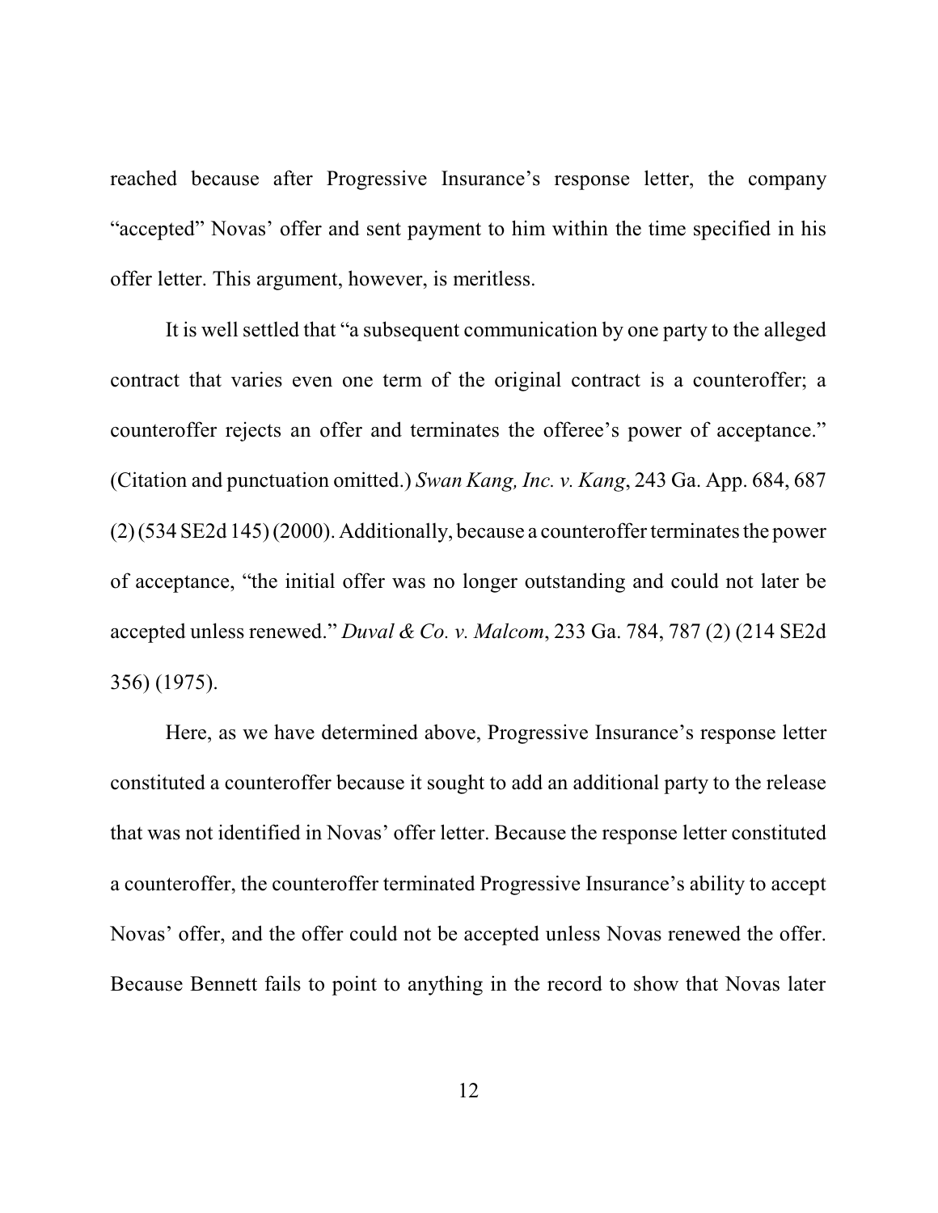reached because after Progressive Insurance's response letter, the company "accepted" Novas' offer and sent payment to him within the time specified in his offer letter. This argument, however, is meritless.

It is well settled that "a subsequent communication by one party to the alleged contract that varies even one term of the original contract is a counteroffer; a counteroffer rejects an offer and terminates the offeree's power of acceptance." (Citation and punctuation omitted.) *Swan Kang, Inc. v. Kang*, 243 Ga. App. 684, 687 (2) (534 SE2d 145) (2000). Additionally, because a counteroffer terminates the power of acceptance, "the initial offer was no longer outstanding and could not later be accepted unless renewed." *Duval & Co. v. Malcom*, 233 Ga. 784, 787 (2) (214 SE2d 356) (1975).

Here, as we have determined above, Progressive Insurance's response letter constituted a counteroffer because it sought to add an additional party to the release that was not identified in Novas' offer letter. Because the response letter constituted a counteroffer, the counteroffer terminated Progressive Insurance's ability to accept Novas' offer, and the offer could not be accepted unless Novas renewed the offer. Because Bennett fails to point to anything in the record to show that Novas later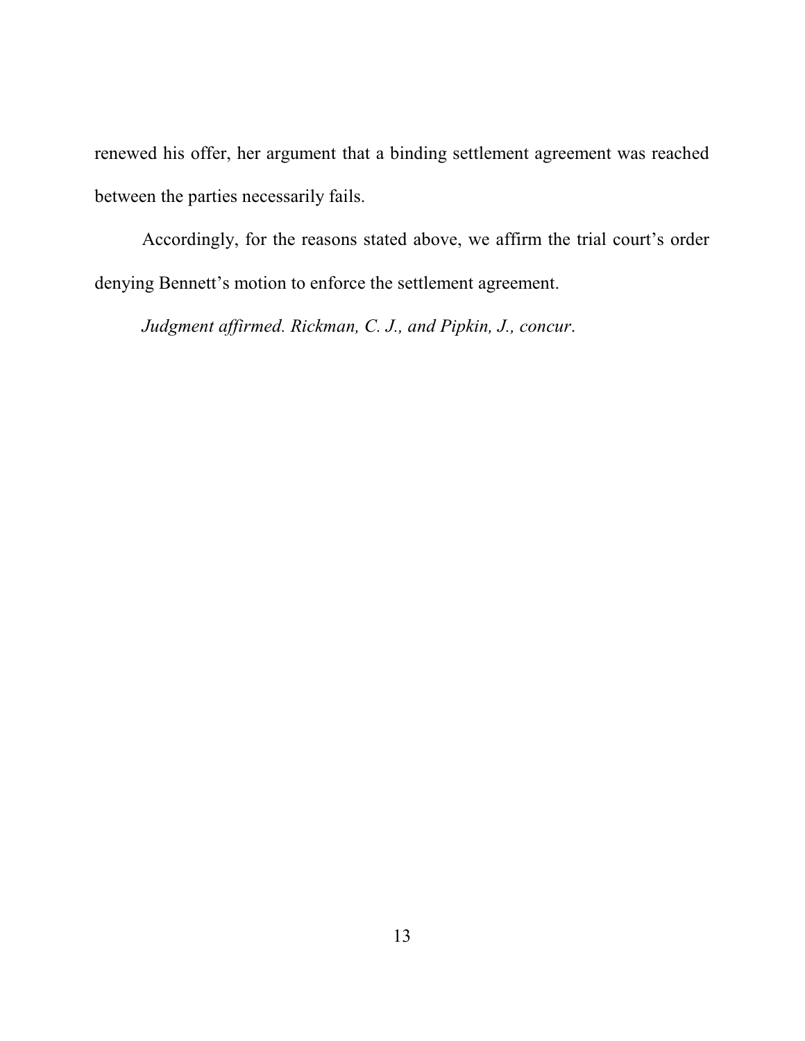renewed his offer, her argument that a binding settlement agreement was reached between the parties necessarily fails.

Accordingly, for the reasons stated above, we affirm the trial court's order denying Bennett's motion to enforce the settlement agreement.

*Judgment affirmed. Rickman, C. J., and Pipkin, J., concur*.